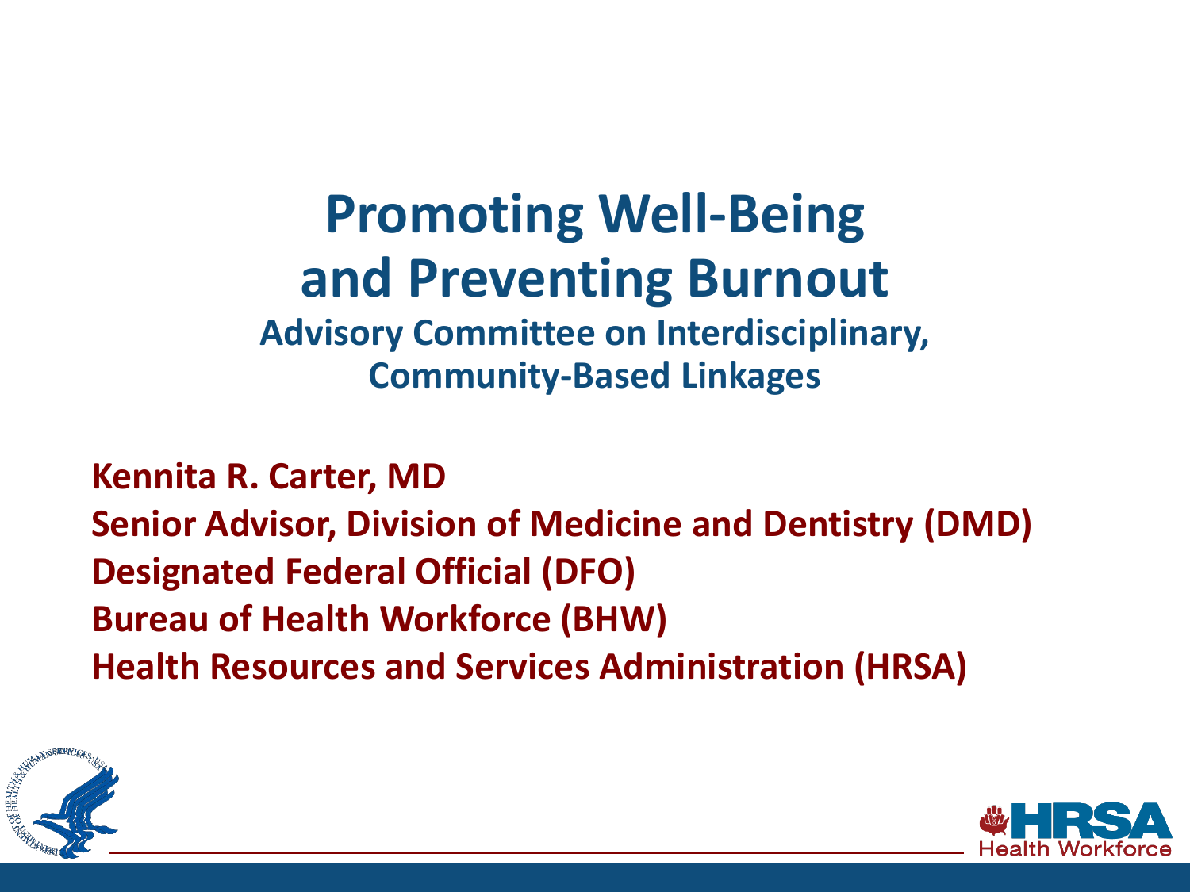# Promoting Well-Being and Preventing Burnout

## Advisory Committee on Interdisciplinary, Community-Based Linkages

**Kennita R. Carter, MD**
**Senior Advisor, Division of Medicine and Dentistry (DMD)**
**Designated Federal Official (DFO)**
**Bureau of Health Workforce (BHW)**
**Health Resources and Services Administration (HRSA)**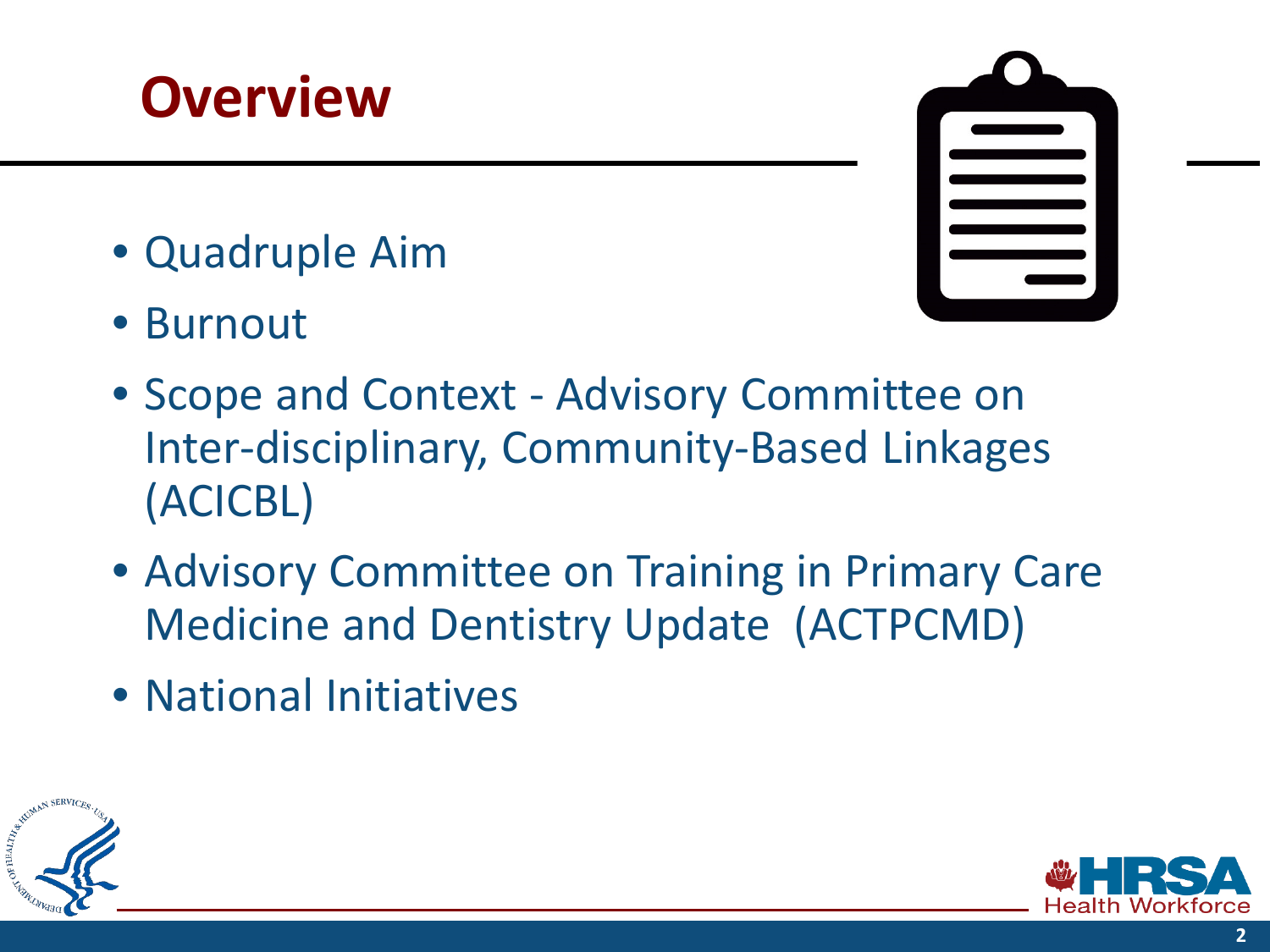# Overview

- Quadruple Aim
- Burnout
- Scope and Context - Advisory Committee on Inter-disciplinary, Community-Based Linkages (ACICBL)
- Advisory Committee on Training in Primary Care Medicine and Dentistry Update  (ACTPCMD)
- National Initiatives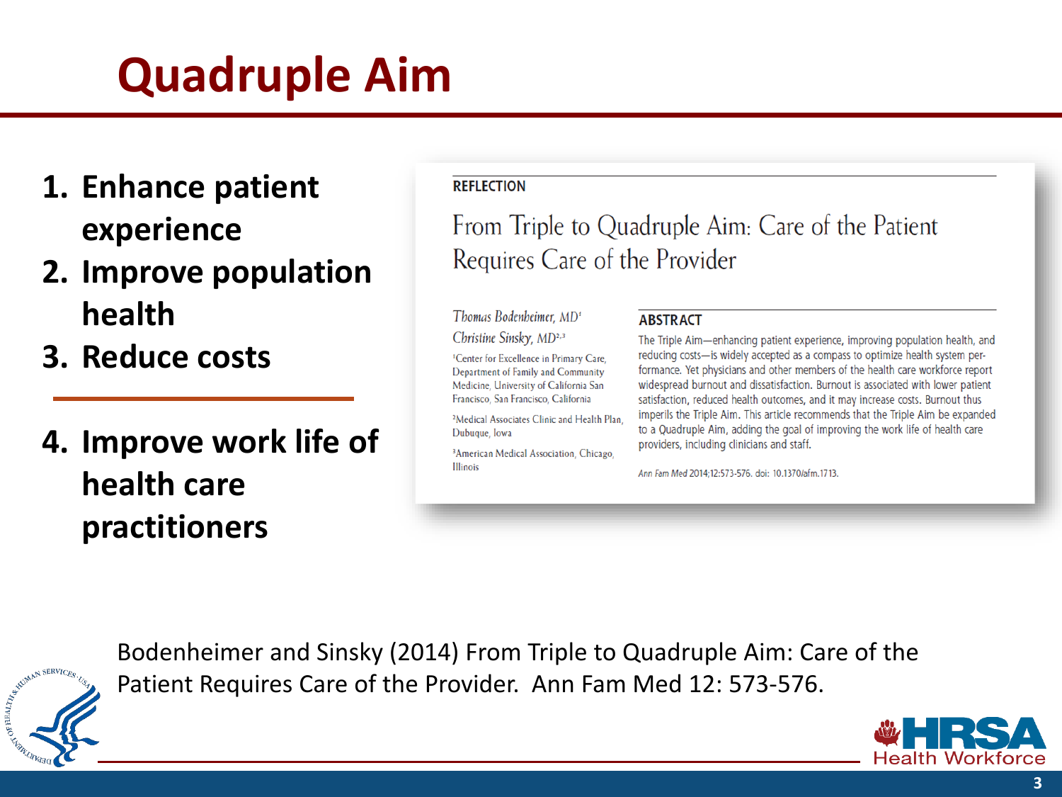# Quadruple Aim

1. **Enhance patient experience**
2. **Improve population health**
3. **Reduce costs**

---

4. **Improve work life of health care practitioners**

REFLECTION

## From Triple to Quadruple Aim: Care of the Patient Requires Care of the Provider

*Thomas Bodenheimer, MD*[1]

*Christine Sinsky, MD*[2,3]

[1]Center for Excellence in Primary Care, Department of Family and Community Medicine, University of California San Francisco, San Francisco, California

[2]Medical Associates Clinic and Health Plan, Dubuque, Iowa

[3]American Medical Association, Chicago, Illinois

**ABSTRACT**

The Triple Aim—enhancing patient experience, improving population health, and reducing costs—is widely accepted as a compass to optimize health system performance. Yet physicians and other members of the health care workforce report widespread burnout and dissatisfaction. Burnout is associated with lower patient satisfaction, reduced health outcomes, and it may increase costs. Burnout thus imperils the Triple Aim. This article recommends that the Triple Aim be expanded to a Quadruple Aim, adding the goal of improving the work life of health care providers, including clinicians and staff.

*Ann Fam Med* 2014;12:573-576. doi: 10.1370/afm.1713.

Bodenheimer and Sinsky (2014) From Triple to Quadruple Aim: Care of the Patient Requires Care of the Provider. Ann Fam Med 12: 573-576.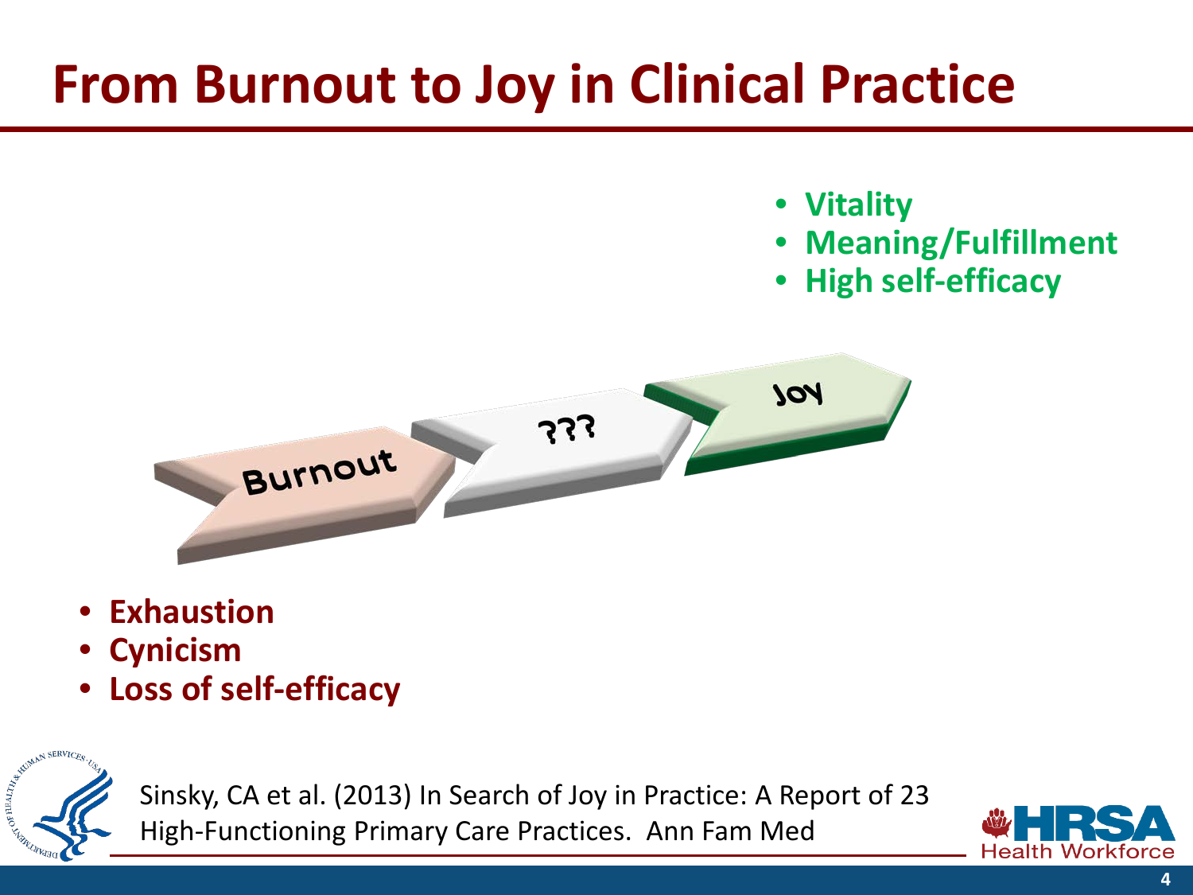# From Burnout to Joy in Clinical Practice

- Vitality
- Meaning/Fulfillment
- High self-efficacy

Burnout → ??? → Joy

- Exhaustion
- Cynicism
- Loss of self-efficacy

Sinsky, CA et al. (2013) In Search of Joy in Practice: A Report of 23 High-Functioning Primary Care Practices. Ann Fam Med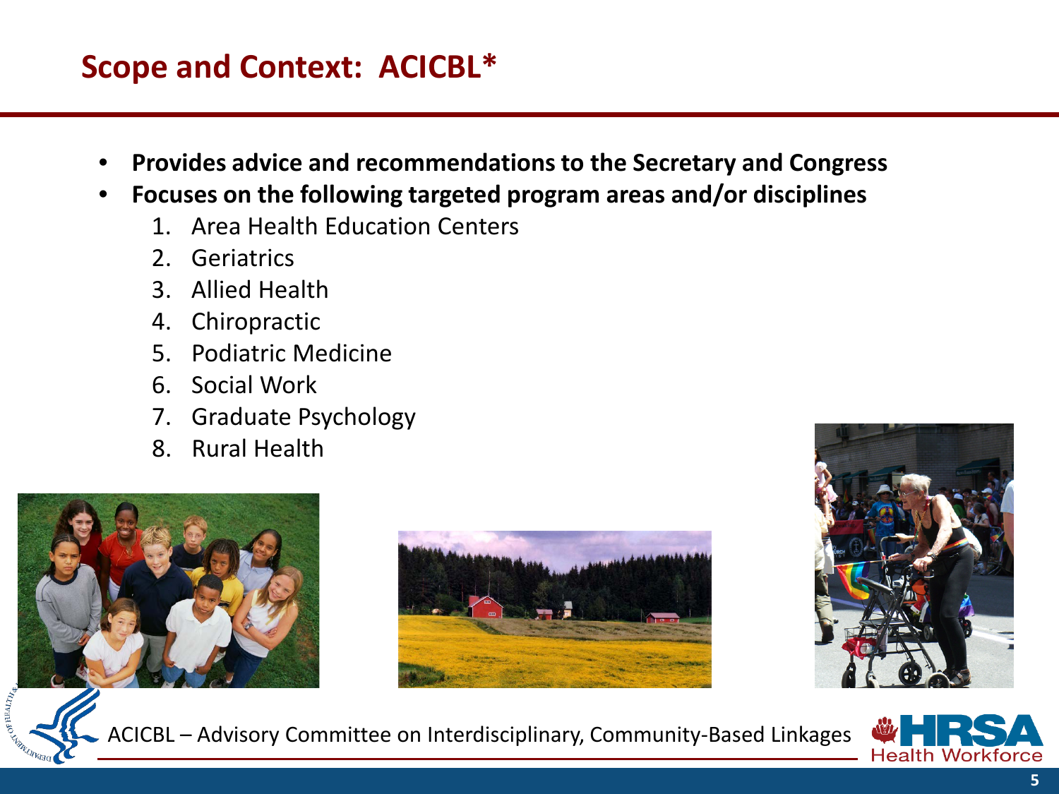## Scope and Context: ACICBL*

- **Provides advice and recommendations to the Secretary and Congress**
- **Focuses on the following targeted program areas and/or disciplines**
  1. Area Health Education Centers
  2. Geriatrics
  3. Allied Health
  4. Chiropractic
  5. Podiatric Medicine
  6. Social Work
  7. Graduate Psychology
  8. Rural Health

*ACICBL – Advisory Committee on Interdisciplinary, Community-Based Linkages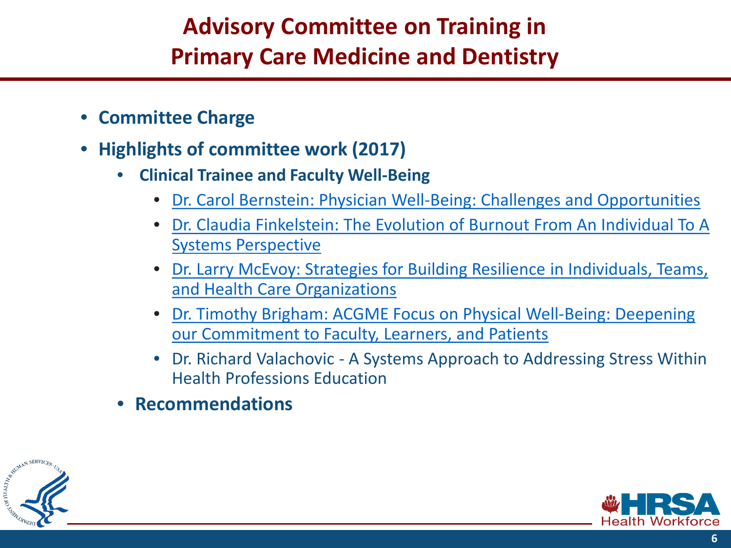# Advisory Committee on Training in Primary Care Medicine and Dentistry

- **Committee Charge**
- **Highlights of committee work (2017)**
  - **Clinical Trainee and Faculty Well-Being**
    - Dr. Carol Bernstein: Physician Well-Being: Challenges and Opportunities
    - Dr. Claudia Finkelstein: The Evolution of Burnout From An Individual To A Systems Perspective
    - Dr. Larry McEvoy: Strategies for Building Resilience in Individuals, Teams, and Health Care Organizations
    - Dr. Timothy Brigham: ACGME Focus on Physical Well-Being: Deepening our Commitment to Faculty, Learners, and Patients
    - Dr. Richard Valachovic - A Systems Approach to Addressing Stress Within Health Professions Education
  - **Recommendations**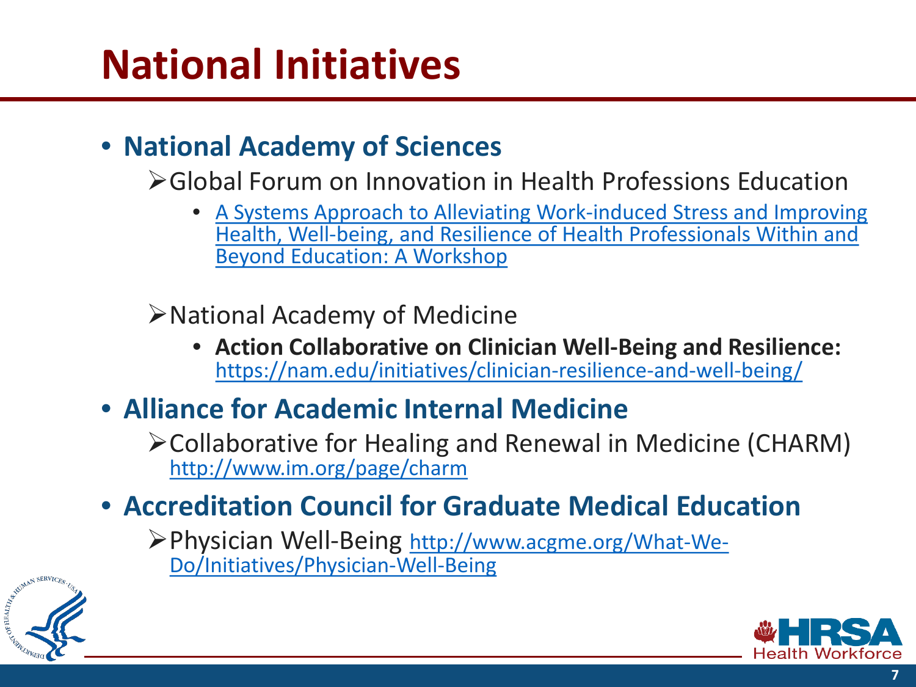# National Initiatives

- **National Academy of Sciences**
  - Global Forum on Innovation in Health Professions Education
    - A Systems Approach to Alleviating Work-induced Stress and Improving Health, Well-being, and Resilience of Health Professionals Within and Beyond Education: A Workshop
  - National Academy of Medicine
    - **Action Collaborative on Clinician Well-Being and Resilience:** https://nam.edu/initiatives/clinician-resilience-and-well-being/
- **Alliance for Academic Internal Medicine**
  - Collaborative for Healing and Renewal in Medicine (CHARM) http://www.im.org/page/charm
- **Accreditation Council for Graduate Medical Education**
  - Physician Well-Being http://www.acgme.org/What-We-Do/Initiatives/Physician-Well-Being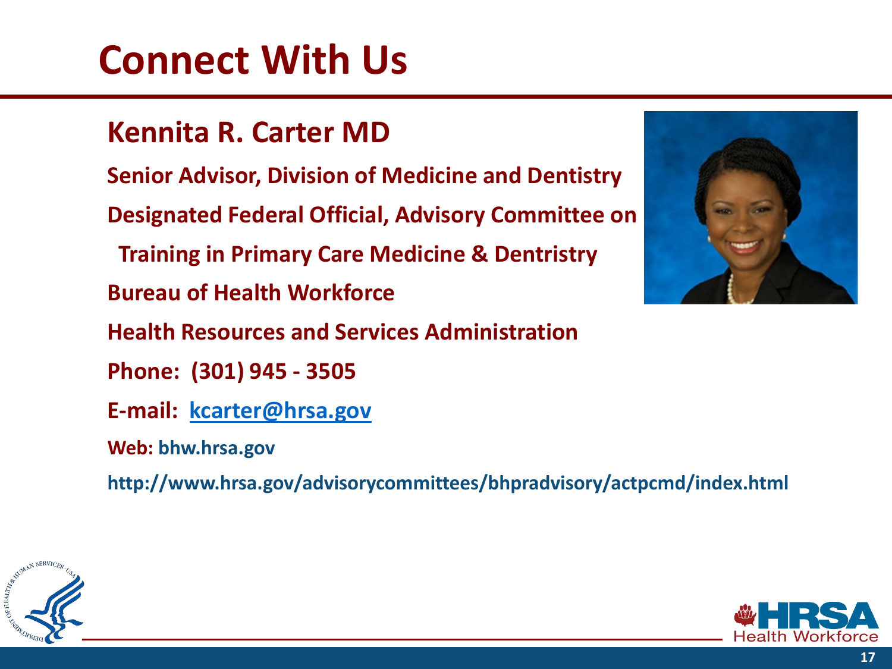# Connect With Us

## Kennita R. Carter MD

**Senior Advisor, Division of Medicine and Dentistry**

**Designated Federal Official, Advisory Committee on Training in Primary Care Medicine & Dentristry**

**Bureau of Health Workforce**

**Health Resources and Services Administration**

**Phone: (301) 945 - 3505**

**E-mail: kcarter@hrsa.gov**

**Web: bhw.hrsa.gov**

**http://www.hrsa.gov/advisorycommittees/bhpradvisory/actpcmd/index.html**